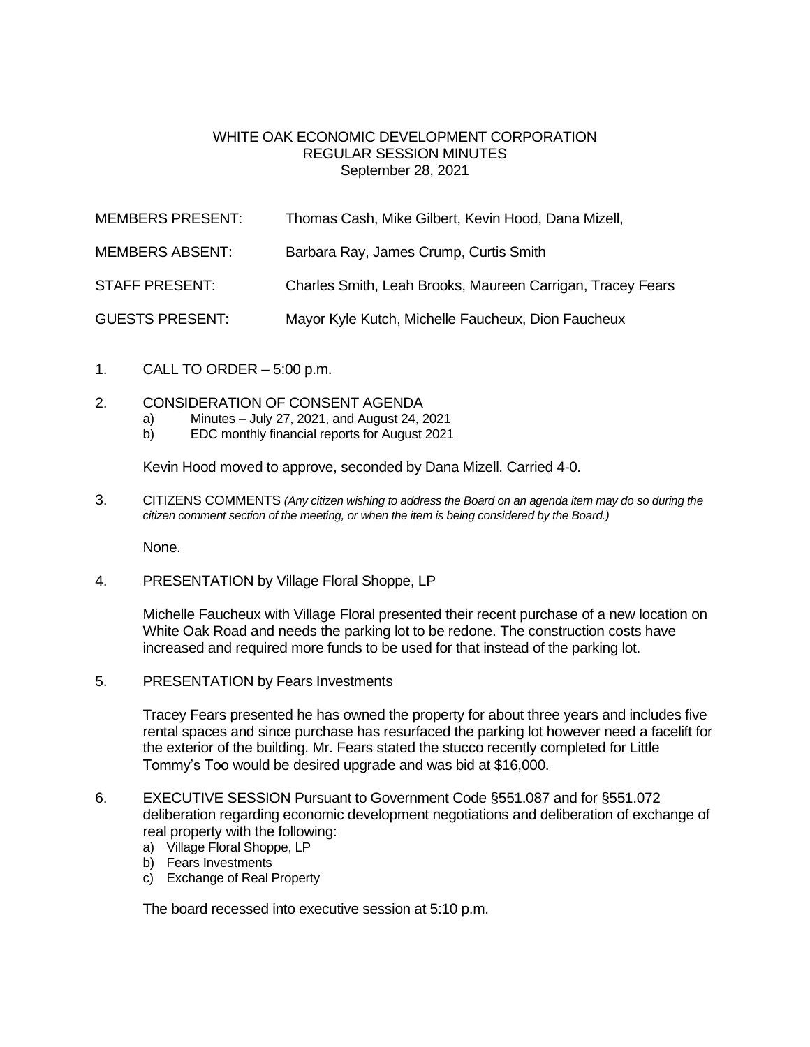# WHITE OAK ECONOMIC DEVELOPMENT CORPORATION
## REGULAR SESSION MINUTES
September 28, 2021

MEMBERS PRESENT: Thomas Cash, Mike Gilbert, Kevin Hood, Dana Mizell,

MEMBERS ABSENT: Barbara Ray, James Crump, Curtis Smith

STAFF PRESENT: Charles Smith, Leah Brooks, Maureen Carrigan, Tracey Fears

GUESTS PRESENT: Mayor Kyle Kutch, Michelle Faucheux, Dion Faucheux

1. CALL TO ORDER – 5:00 p.m.

2. CONSIDERATION OF CONSENT AGENDA
   a) Minutes – July 27, 2021, and August 24, 2021
   b) EDC monthly financial reports for August 2021

   Kevin Hood moved to approve, seconded by Dana Mizell. Carried 4-0.

3. CITIZENS COMMENTS *(Any citizen wishing to address the Board on an agenda item may do so during the citizen comment section of the meeting, or when the item is being considered by the Board.)*

   None.

4. PRESENTATION by Village Floral Shoppe, LP

   Michelle Faucheux with Village Floral presented their recent purchase of a new location on White Oak Road and needs the parking lot to be redone. The construction costs have increased and required more funds to be used for that instead of the parking lot.

5. PRESENTATION by Fears Investments

   Tracey Fears presented he has owned the property for about three years and includes five rental spaces and since purchase has resurfaced the parking lot however need a facelift for the exterior of the building. Mr. Fears stated the stucco recently completed for Little Tommy's Too would be desired upgrade and was bid at $16,000.

6. EXECUTIVE SESSION Pursuant to Government Code §551.087 and for §551.072 deliberation regarding economic development negotiations and deliberation of exchange of real property with the following:
   a) Village Floral Shoppe, LP
   b) Fears Investments
   c) Exchange of Real Property

   The board recessed into executive session at 5:10 p.m.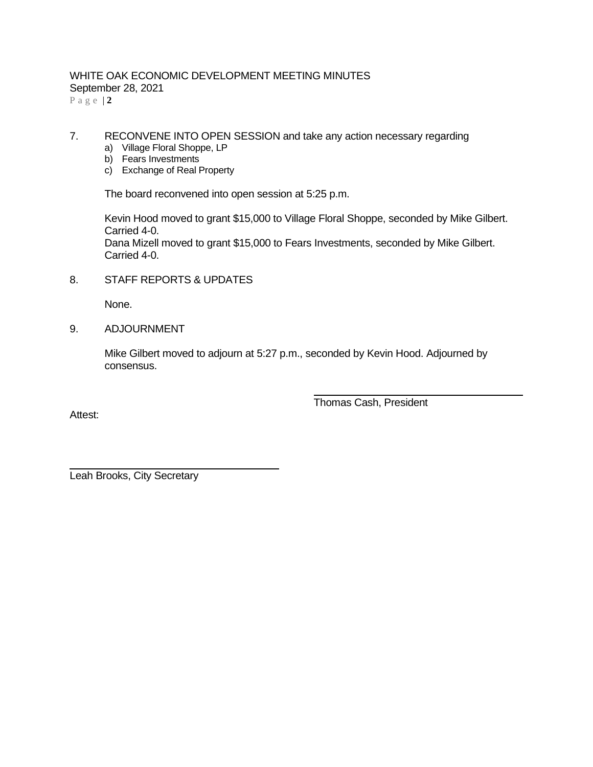7. RECONVENE INTO OPEN SESSION and take any action necessary regarding
   a) Village Floral Shoppe, LP
   b) Fears Investments
   c) Exchange of Real Property

   The board reconvened into open session at 5:25 p.m.

   Kevin Hood moved to grant $15,000 to Village Floral Shoppe, seconded by Mike Gilbert. Carried 4-0.
   Dana Mizell moved to grant $15,000 to Fears Investments, seconded by Mike Gilbert. Carried 4-0.

8. STAFF REPORTS & UPDATES

   None.

9. ADJOURNMENT

   Mike Gilbert moved to adjourn at 5:27 p.m., seconded by Kevin Hood. Adjourned by consensus.

______________________________
Thomas Cash, President

Attest:

______________________________
Leah Brooks, City Secretary